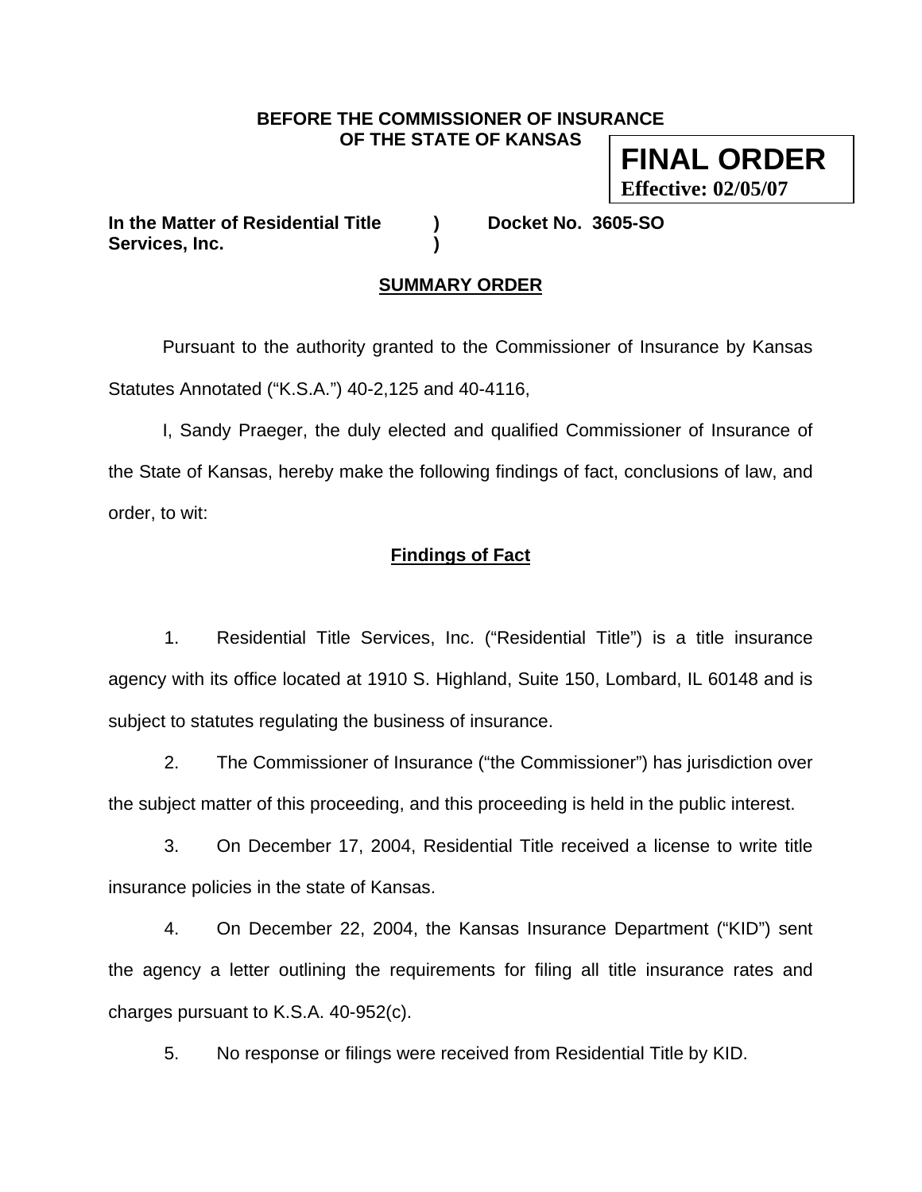**BEFORE THE COMMISSIONER OF INSURANCE**
**OF THE STATE OF KANSAS**

**FINAL ORDER**
**Effective: 02/05/07**

**In the Matter of Residential Title Services, Inc.** ) **Docket No. 3605-SO**

## SUMMARY ORDER

Pursuant to the authority granted to the Commissioner of Insurance by Kansas Statutes Annotated ("K.S.A.") 40-2,125 and 40-4116,

I, Sandy Praeger, the duly elected and qualified Commissioner of Insurance of the State of Kansas, hereby make the following findings of fact, conclusions of law, and order, to wit:

## Findings of Fact

1. Residential Title Services, Inc. ("Residential Title") is a title insurance agency with its office located at 1910 S. Highland, Suite 150, Lombard, IL 60148 and is subject to statutes regulating the business of insurance.

2. The Commissioner of Insurance ("the Commissioner") has jurisdiction over the subject matter of this proceeding, and this proceeding is held in the public interest.

3. On December 17, 2004, Residential Title received a license to write title insurance policies in the state of Kansas.

4. On December 22, 2004, the Kansas Insurance Department ("KID") sent the agency a letter outlining the requirements for filing all title insurance rates and charges pursuant to K.S.A. 40-952(c).

5. No response or filings were received from Residential Title by KID.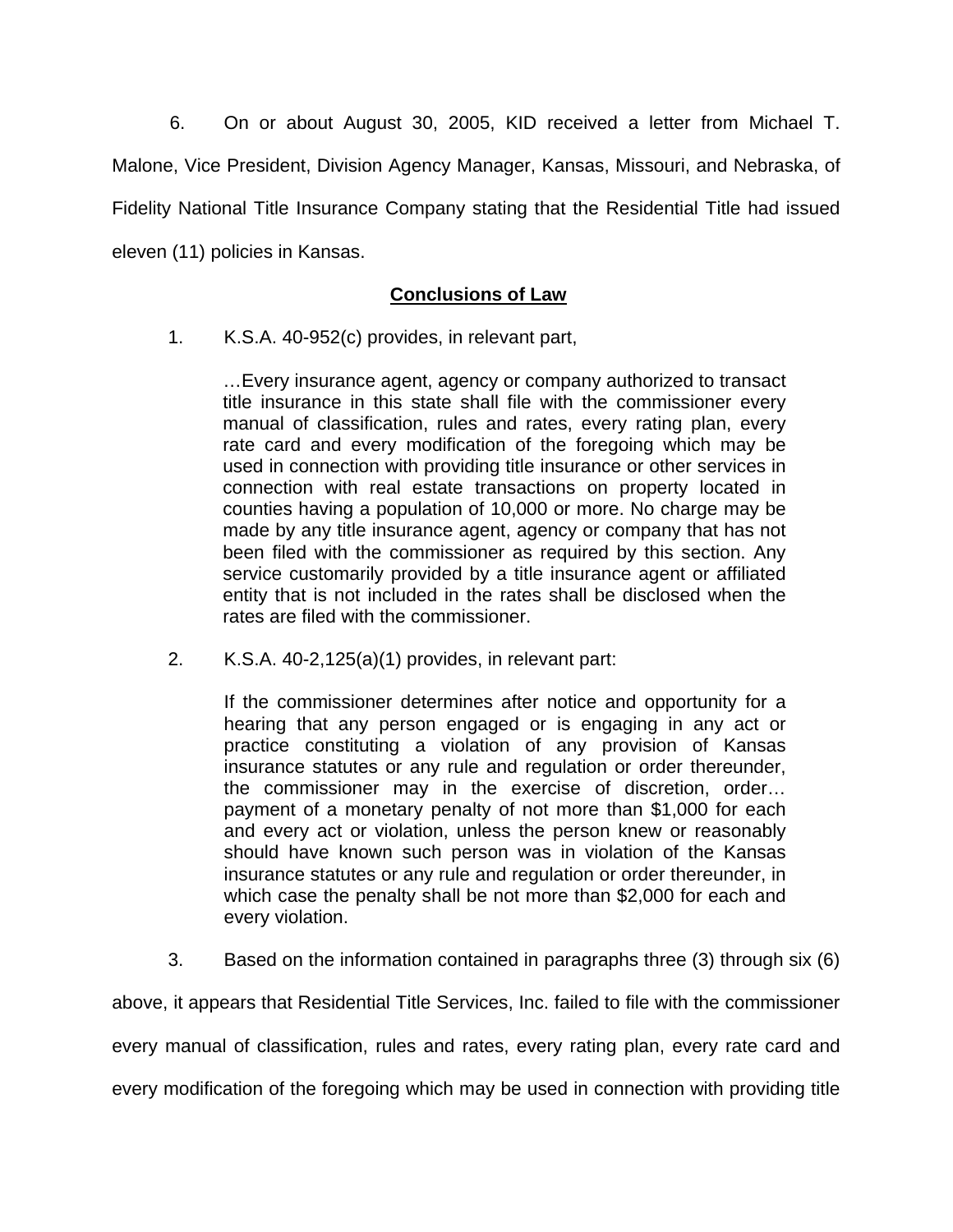6. On or about August 30, 2005, KID received a letter from Michael T. Malone, Vice President, Division Agency Manager, Kansas, Missouri, and Nebraska, of Fidelity National Title Insurance Company stating that the Residential Title had issued eleven (11) policies in Kansas.

## Conclusions of Law

1. K.S.A. 40-952(c) provides, in relevant part,

> …Every insurance agent, agency or company authorized to transact title insurance in this state shall file with the commissioner every manual of classification, rules and rates, every rating plan, every rate card and every modification of the foregoing which may be used in connection with providing title insurance or other services in connection with real estate transactions on property located in counties having a population of 10,000 or more. No charge may be made by any title insurance agent, agency or company that has not been filed with the commissioner as required by this section. Any service customarily provided by a title insurance agent or affiliated entity that is not included in the rates shall be disclosed when the rates are filed with the commissioner.

2. K.S.A. 40-2,125(a)(1) provides, in relevant part:

> If the commissioner determines after notice and opportunity for a hearing that any person engaged or is engaging in any act or practice constituting a violation of any provision of Kansas insurance statutes or any rule and regulation or order thereunder, the commissioner may in the exercise of discretion, order… payment of a monetary penalty of not more than $1,000 for each and every act or violation, unless the person knew or reasonably should have known such person was in violation of the Kansas insurance statutes or any rule and regulation or order thereunder, in which case the penalty shall be not more than $2,000 for each and every violation.

3. Based on the information contained in paragraphs three (3) through six (6) above, it appears that Residential Title Services, Inc. failed to file with the commissioner every manual of classification, rules and rates, every rating plan, every rate card and every modification of the foregoing which may be used in connection with providing title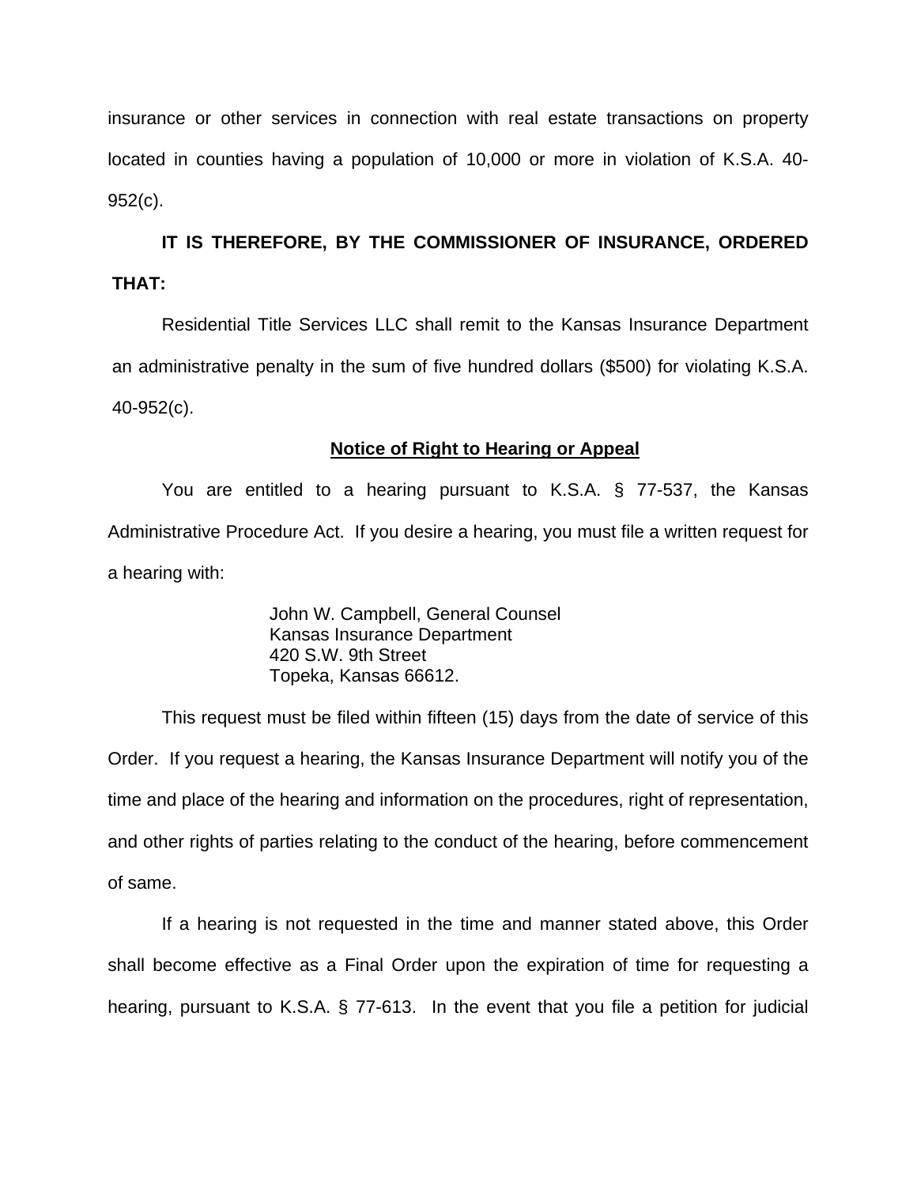insurance or other services in connection with real estate transactions on property located in counties having a population of 10,000 or more in violation of K.S.A. 40-952(c).

**IT IS THEREFORE, BY THE COMMISSIONER OF INSURANCE, ORDERED THAT:**

Residential Title Services LLC shall remit to the Kansas Insurance Department an administrative penalty in the sum of five hundred dollars ($500) for violating K.S.A. 40-952(c).

## Notice of Right to Hearing or Appeal

You are entitled to a hearing pursuant to K.S.A. § 77-537, the Kansas Administrative Procedure Act. If you desire a hearing, you must file a written request for a hearing with:

> John W. Campbell, General Counsel
> Kansas Insurance Department
> 420 S.W. 9th Street
> Topeka, Kansas 66612.

This request must be filed within fifteen (15) days from the date of service of this Order. If you request a hearing, the Kansas Insurance Department will notify you of the time and place of the hearing and information on the procedures, right of representation, and other rights of parties relating to the conduct of the hearing, before commencement of same.

If a hearing is not requested in the time and manner stated above, this Order shall become effective as a Final Order upon the expiration of time for requesting a hearing, pursuant to K.S.A. § 77-613. In the event that you file a petition for judicial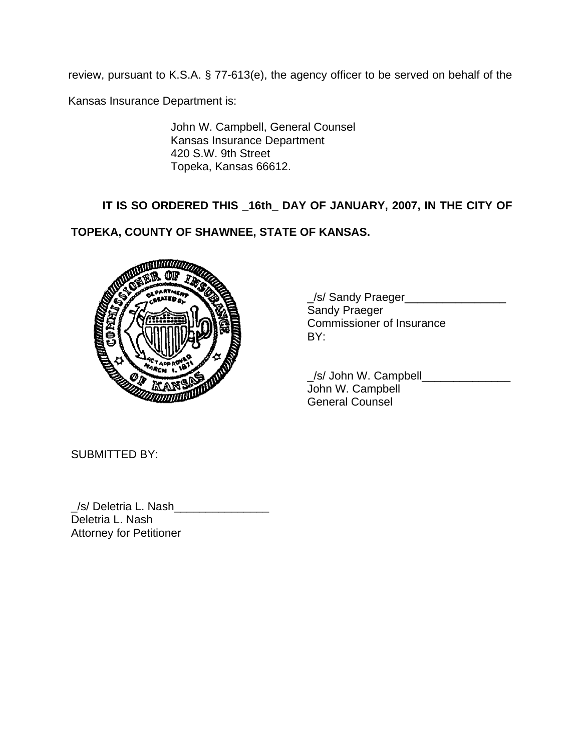review, pursuant to K.S.A. § 77-613(e), the agency officer to be served on behalf of the Kansas Insurance Department is:

John W. Campbell, General Counsel
Kansas Insurance Department
420 S.W. 9th Street
Topeka, Kansas 66612.

**IT IS SO ORDERED THIS _16th_ DAY OF JANUARY, 2007, IN THE CITY OF TOPEKA, COUNTY OF SHAWNEE, STATE OF KANSAS.**

_/s/ Sandy Praeger________________
Sandy Praeger
Commissioner of Insurance
BY:

_/s/ John W. Campbell______________
John W. Campbell
General Counsel

SUBMITTED BY:

_/s/ Deletria L. Nash_______________
Deletria L. Nash
Attorney for Petitioner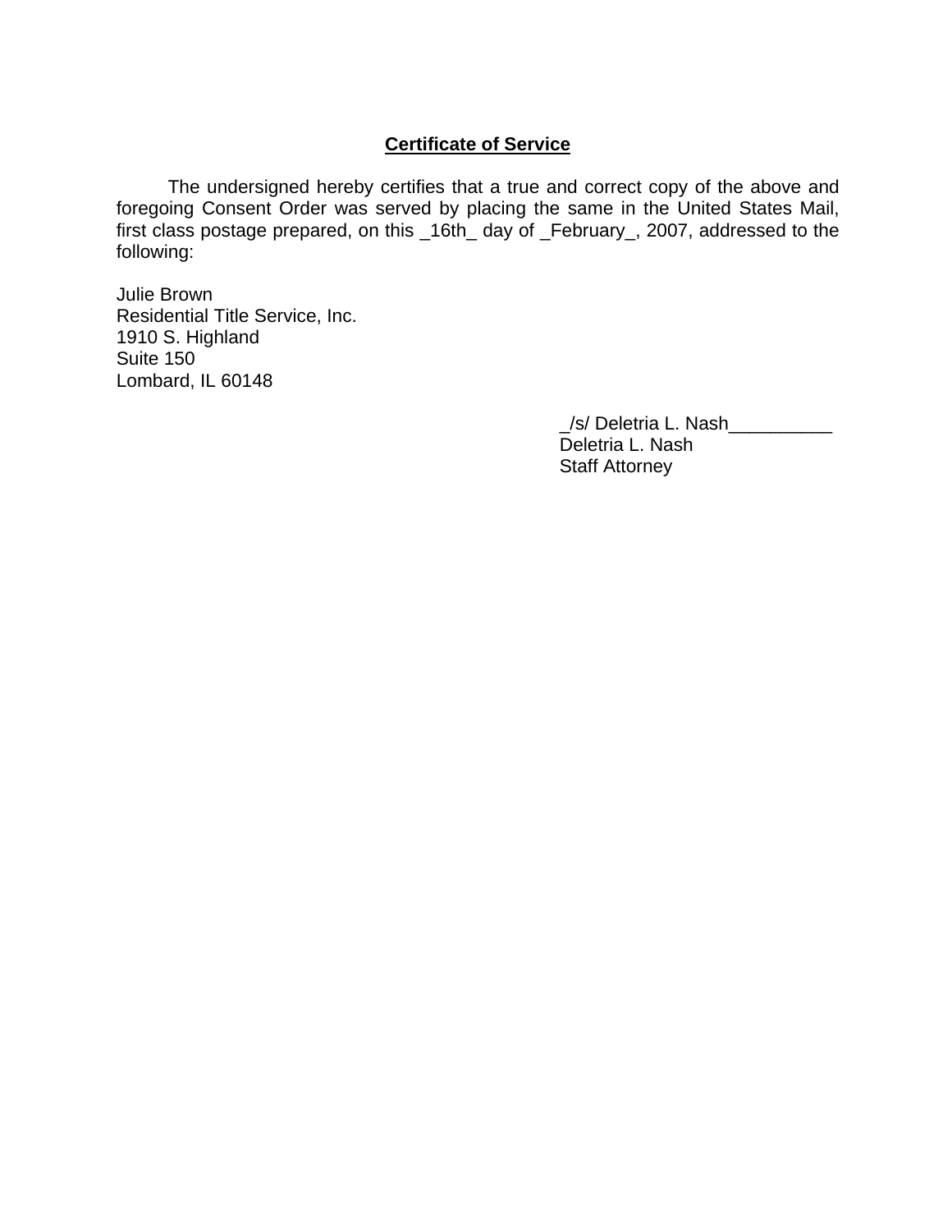**Certificate of Service**

The undersigned hereby certifies that a true and correct copy of the above and foregoing Consent Order was served by placing the same in the United States Mail, first class postage prepared, on this _16th_ day of _February_, 2007, addressed to the following:

Julie Brown
Residential Title Service, Inc.
1910 S. Highland
Suite 150
Lombard, IL 60148

_/s/ Deletria L. Nash__________
Deletria L. Nash
Staff Attorney